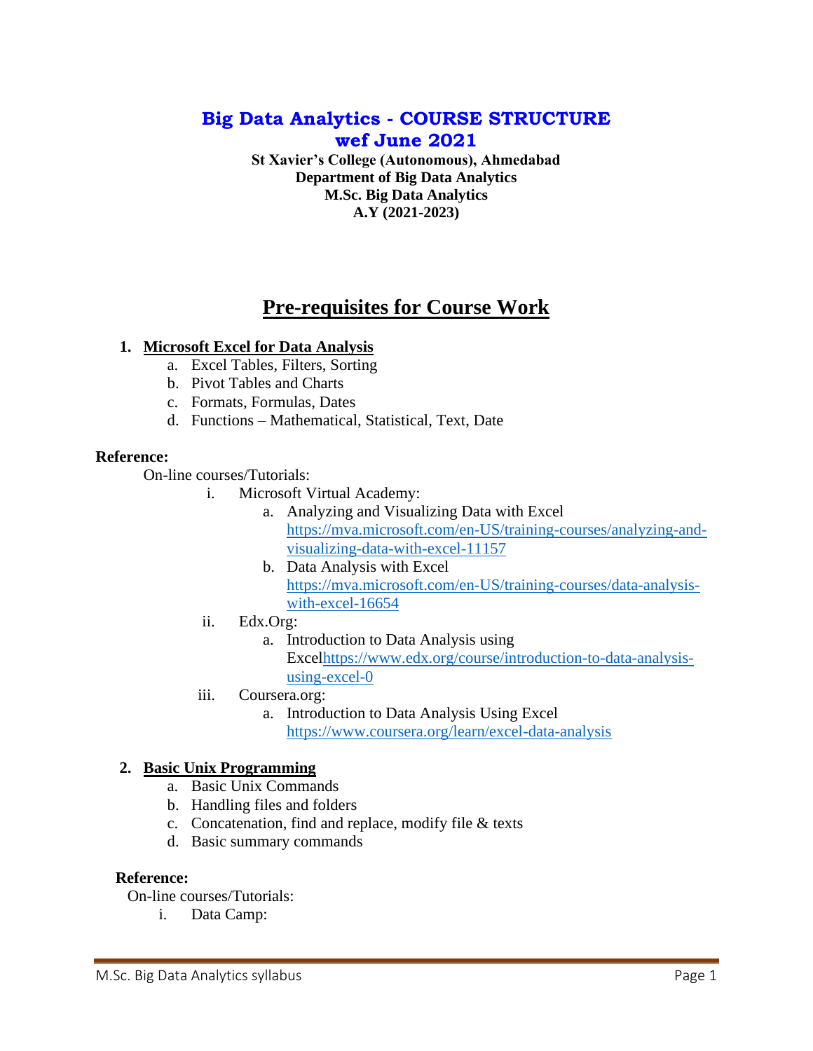# Big Data Analytics - COURSE STRUCTURE wef June 2021

**St Xavier's College (Autonomous), Ahmedabad**
**Department of Big Data Analytics**
**M.Sc. Big Data Analytics**
**A.Y (2021-2023)**

## Pre-requisites for Course Work

1. **Microsoft Excel for Data Analysis**
   a. Excel Tables, Filters, Sorting
   b. Pivot Tables and Charts
   c. Formats, Formulas, Dates
   d. Functions – Mathematical, Statistical, Text, Date

**Reference:**

On-line courses/Tutorials:

- i. Microsoft Virtual Academy:
  - a. Analyzing and Visualizing Data with Excel https://mva.microsoft.com/en-US/training-courses/analyzing-and-visualizing-data-with-excel-11157
  - b. Data Analysis with Excel https://mva.microsoft.com/en-US/training-courses/data-analysis-with-excel-16654
- ii. Edx.Org:
  - a. Introduction to Data Analysis using Excelhttps://www.edx.org/course/introduction-to-data-analysis-using-excel-0
- iii. Coursera.org:
  - a. Introduction to Data Analysis Using Excel https://www.coursera.org/learn/excel-data-analysis

2. **Basic Unix Programming**
   a. Basic Unix Commands
   b. Handling files and folders
   c. Concatenation, find and replace, modify file & texts
   d. Basic summary commands

**Reference:**

On-line courses/Tutorials:

- i. Data Camp: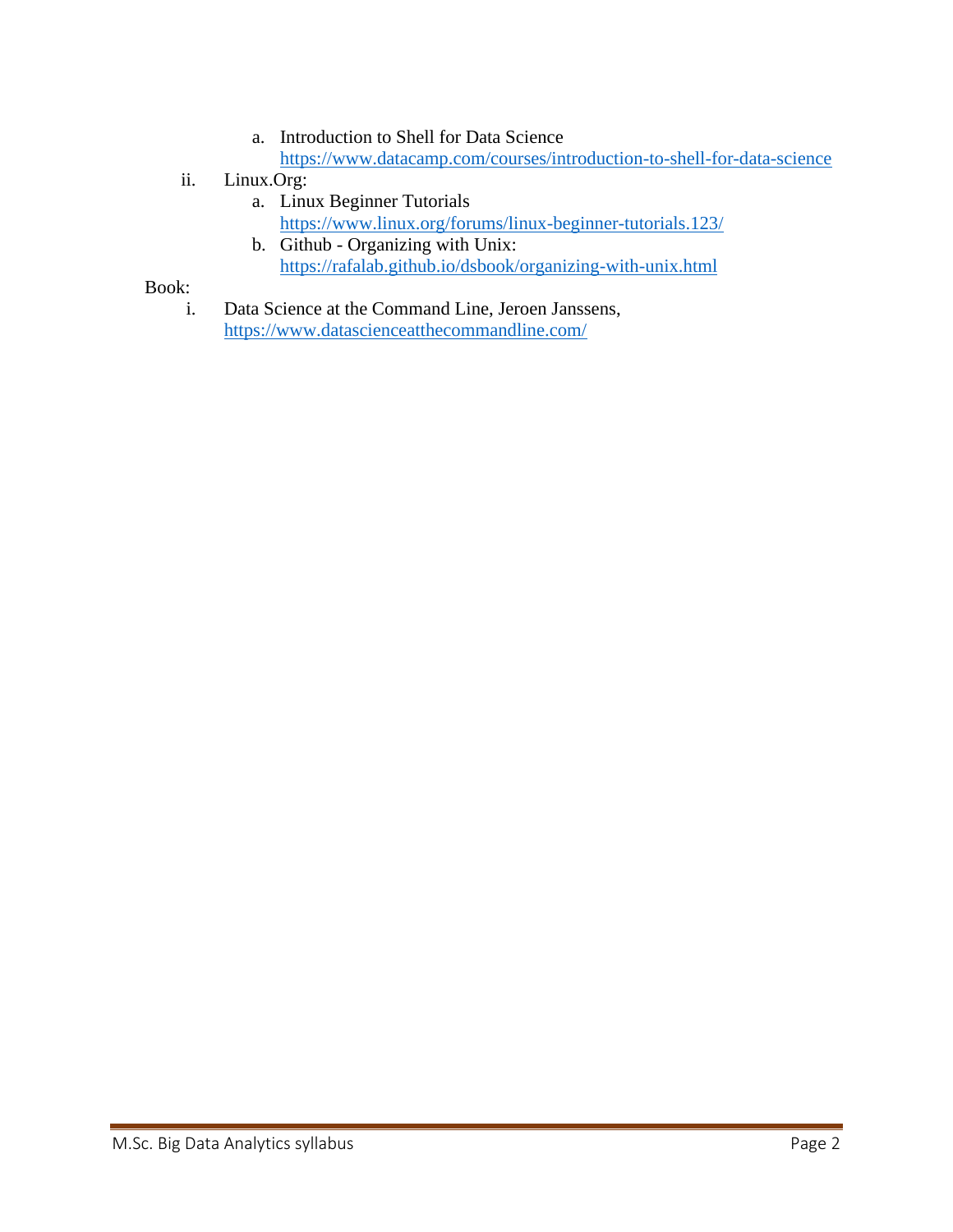a. Introduction to Shell for Data Science
      https://www.datacamp.com/courses/introduction-to-shell-for-data-science

ii. Linux.Org:
   a. Linux Beginner Tutorials
      https://www.linux.org/forums/linux-beginner-tutorials.123/
   b. Github - Organizing with Unix:
      https://rafalab.github.io/dsbook/organizing-with-unix.html

Book:

i. Data Science at the Command Line, Jeroen Janssens,
   https://www.datascienceatthecommandline.com/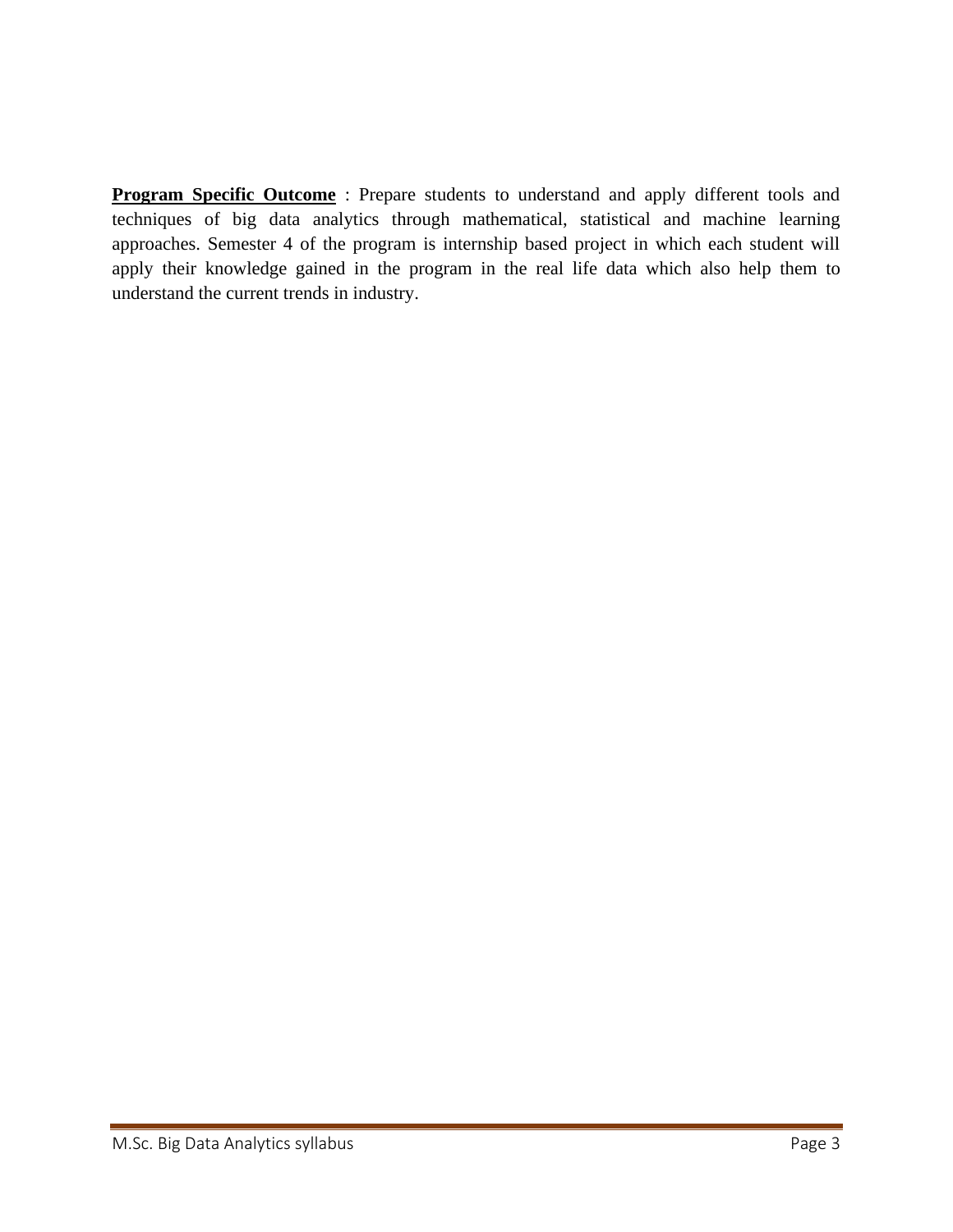**Program Specific Outcome** : Prepare students to understand and apply different tools and techniques of big data analytics through mathematical, statistical and machine learning approaches. Semester 4 of the program is internship based project in which each student will apply their knowledge gained in the program in the real life data which also help them to understand the current trends in industry.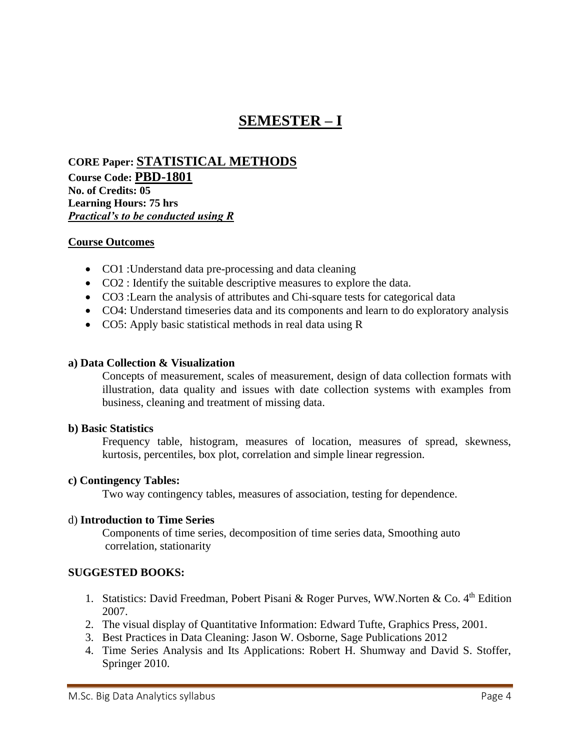# SEMESTER – I

**CORE Paper: STATISTICAL METHODS**
**Course Code: PBD-1801**
**No. of Credits: 05**
**Learning Hours: 75 hrs**
***Practical's to be conducted using R***

**Course Outcomes**

- CO1 :Understand data pre-processing and data cleaning
- CO2 : Identify the suitable descriptive measures to explore the data.
- CO3 :Learn the analysis of attributes and Chi-square tests for categorical data
- CO4: Understand timeseries data and its components and learn to do exploratory analysis
- CO5: Apply basic statistical methods in real data using R

**a) Data Collection & Visualization**

Concepts of measurement, scales of measurement, design of data collection formats with illustration, data quality and issues with date collection systems with examples from business, cleaning and treatment of missing data.

**b) Basic Statistics**

Frequency table, histogram, measures of location, measures of spread, skewness, kurtosis, percentiles, box plot, correlation and simple linear regression.

**c) Contingency Tables:**

Two way contingency tables, measures of association, testing for dependence.

d) **Introduction to Time Series**

Components of time series, decomposition of time series data, Smoothing auto correlation, stationarity

**SUGGESTED BOOKS:**

1. Statistics: David Freedman, Pobert Pisani & Roger Purves, WW.Norten & Co. 4th Edition 2007.
2. The visual display of Quantitative Information: Edward Tufte, Graphics Press, 2001.
3. Best Practices in Data Cleaning: Jason W. Osborne, Sage Publications 2012
4. Time Series Analysis and Its Applications: Robert H. Shumway and David S. Stoffer, Springer 2010.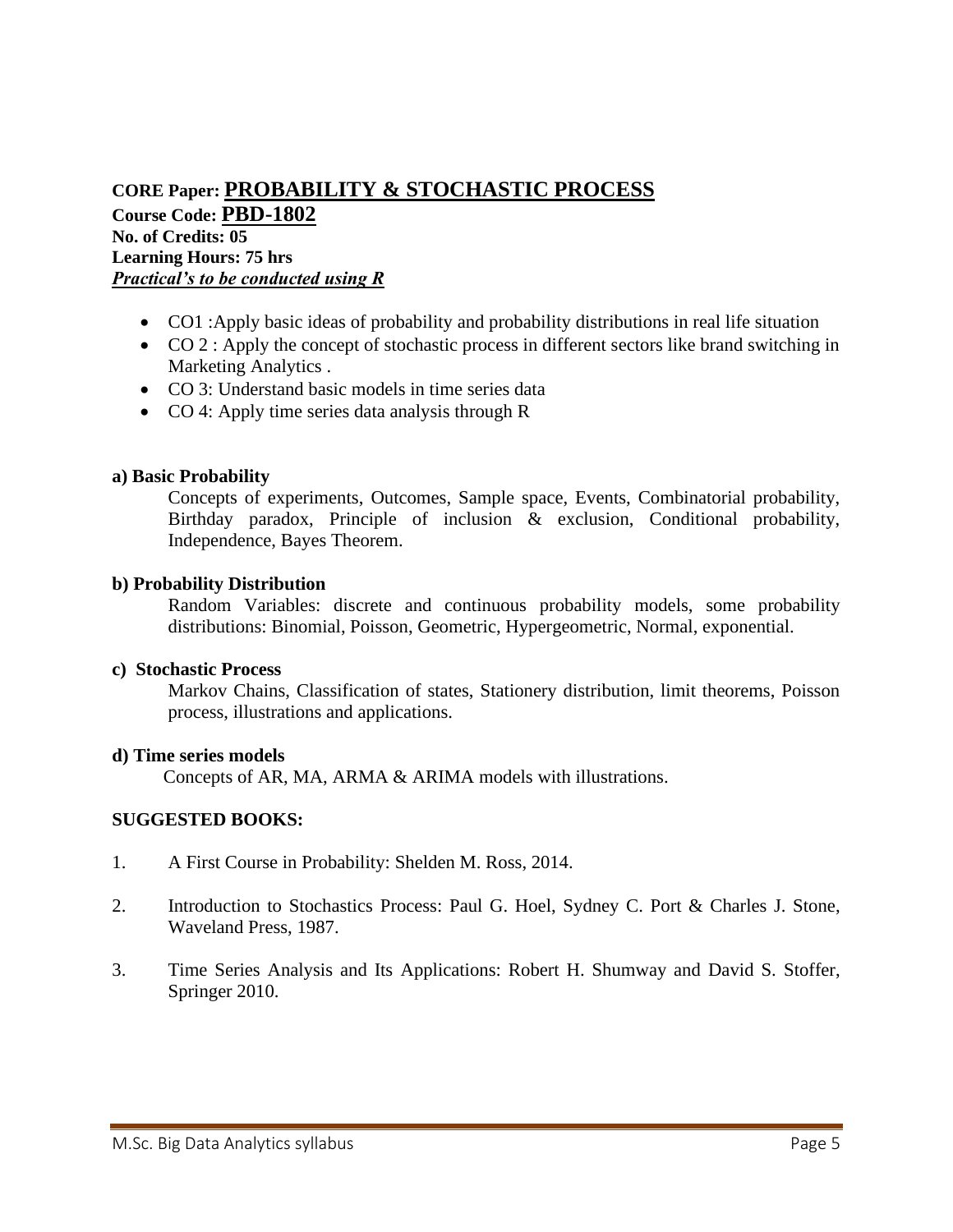**CORE Paper: <u>PROBABILITY & STOCHASTIC PROCESS</u>**
**Course Code: <u>PBD-1802</u>**
**No. of Credits: 05**
**Learning Hours: 75 hrs**
***<u>Practical's to be conducted using R</u>***

- CO1 :Apply basic ideas of probability and probability distributions in real life situation
- CO 2 : Apply the concept of stochastic process in different sectors like brand switching in Marketing Analytics .
- CO 3: Understand basic models in time series data
- CO 4: Apply time series data analysis through R

**a) Basic Probability**

Concepts of experiments, Outcomes, Sample space, Events, Combinatorial probability, Birthday paradox, Principle of inclusion & exclusion, Conditional probability, Independence, Bayes Theorem.

**b) Probability Distribution**

Random Variables: discrete and continuous probability models, some probability distributions: Binomial, Poisson, Geometric, Hypergeometric, Normal, exponential.

**c) Stochastic Process**

Markov Chains, Classification of states, Stationery distribution, limit theorems, Poisson process, illustrations and applications.

**d) Time series models**

Concepts of AR, MA, ARMA & ARIMA models with illustrations.

**SUGGESTED BOOKS:**

1. A First Course in Probability: Shelden M. Ross, 2014.
2. Introduction to Stochastics Process: Paul G. Hoel, Sydney C. Port & Charles J. Stone, Waveland Press, 1987.
3. Time Series Analysis and Its Applications: Robert H. Shumway and David S. Stoffer, Springer 2010.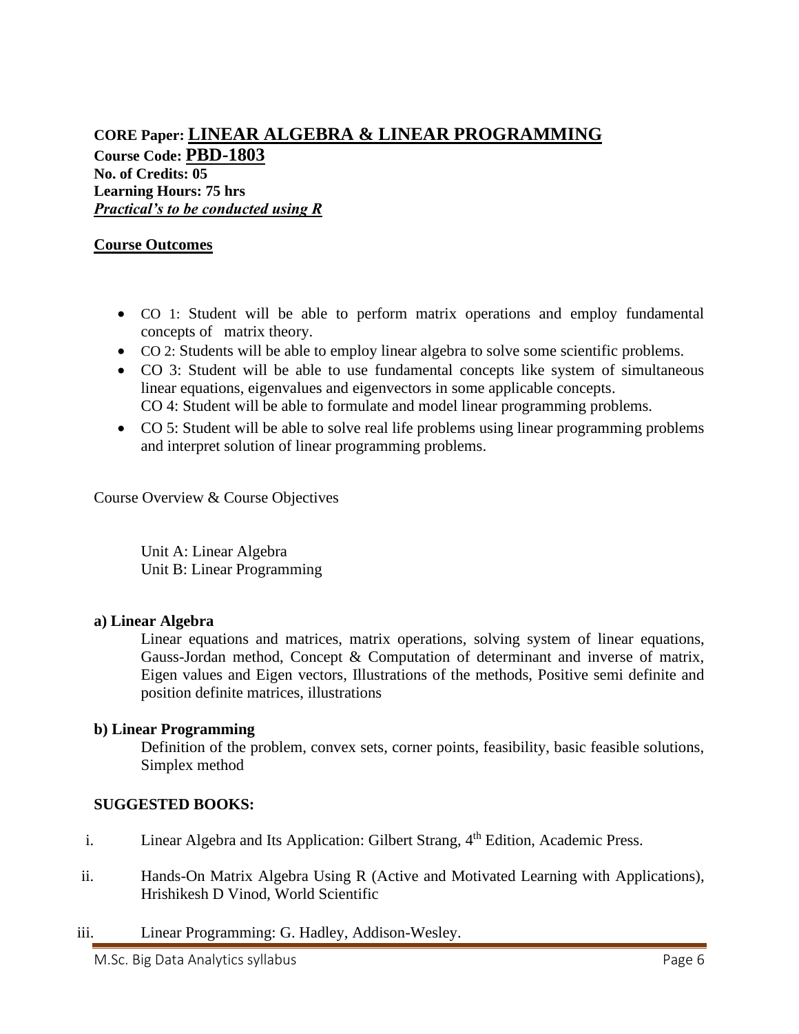**CORE Paper: <u>LINEAR ALGEBRA & LINEAR PROGRAMMING</u>**
**Course Code: <u>PBD-1803</u>**
**No. of Credits: 05**
**Learning Hours: 75 hrs**
***<u>Practical's to be conducted using R</u>***

**<u>Course Outcomes</u>**

- CO 1: Student will be able to perform matrix operations and employ fundamental concepts of matrix theory.
- CO 2: Students will be able to employ linear algebra to solve some scientific problems.
- CO 3: Student will be able to use fundamental concepts like system of simultaneous linear equations, eigenvalues and eigenvectors in some applicable concepts.
  CO 4: Student will be able to formulate and model linear programming problems.
- CO 5: Student will be able to solve real life problems using linear programming problems and interpret solution of linear programming problems.

Course Overview & Course Objectives

Unit A: Linear Algebra
Unit B: Linear Programming

**a) Linear Algebra**

Linear equations and matrices, matrix operations, solving system of linear equations, Gauss-Jordan method, Concept & Computation of determinant and inverse of matrix, Eigen values and Eigen vectors, Illustrations of the methods, Positive semi definite and position definite matrices, illustrations

**b) Linear Programming**

Definition of the problem, convex sets, corner points, feasibility, basic feasible solutions, Simplex method

**SUGGESTED BOOKS:**

i. Linear Algebra and Its Application: Gilbert Strang, 4th Edition, Academic Press.

ii. Hands-On Matrix Algebra Using R (Active and Motivated Learning with Applications), Hrishikesh D Vinod, World Scientific

iii. Linear Programming: G. Hadley, Addison-Wesley.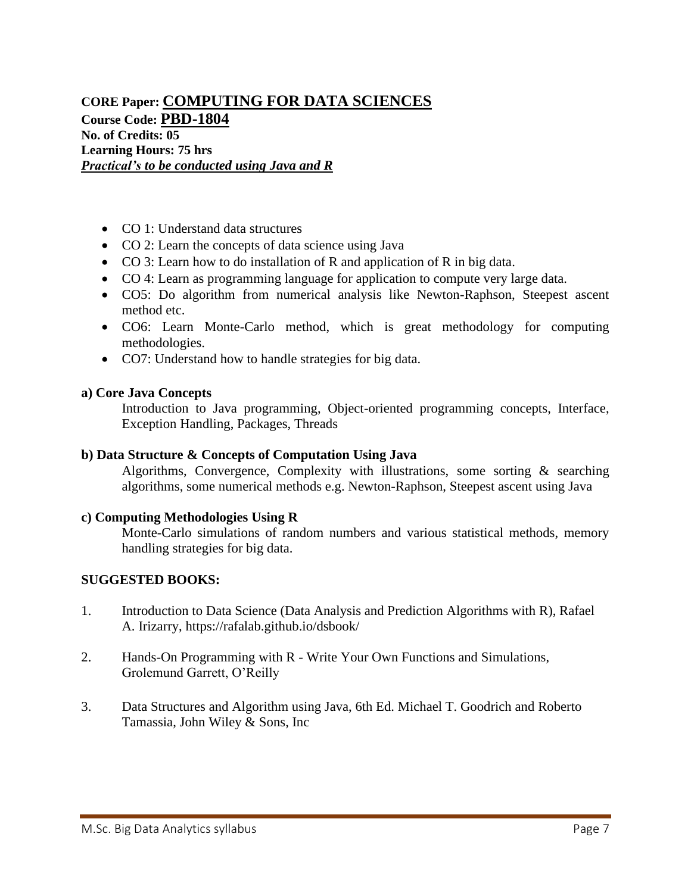**CORE Paper: COMPUTING FOR DATA SCIENCES**
**Course Code: PBD-1804**
**No. of Credits: 05**
**Learning Hours: 75 hrs**
***Practical's to be conducted using Java and R***

- CO 1: Understand data structures
- CO 2: Learn the concepts of data science using Java
- CO 3: Learn how to do installation of R and application of R in big data.
- CO 4: Learn as programming language for application to compute very large data.
- CO5: Do algorithm from numerical analysis like Newton-Raphson, Steepest ascent method etc.
- CO6: Learn Monte-Carlo method, which is great methodology for computing methodologies.
- CO7: Understand how to handle strategies for big data.

**a) Core Java Concepts**

Introduction to Java programming, Object-oriented programming concepts, Interface, Exception Handling, Packages, Threads

**b) Data Structure & Concepts of Computation Using Java**

Algorithms, Convergence, Complexity with illustrations, some sorting & searching algorithms, some numerical methods e.g. Newton-Raphson, Steepest ascent using Java

**c) Computing Methodologies Using R**

Monte-Carlo simulations of random numbers and various statistical methods, memory handling strategies for big data.

**SUGGESTED BOOKS:**

1. Introduction to Data Science (Data Analysis and Prediction Algorithms with R), Rafael A. Irizarry, https://rafalab.github.io/dsbook/
2. Hands-On Programming with R - Write Your Own Functions and Simulations, Grolemund Garrett, O'Reilly
3. Data Structures and Algorithm using Java, 6th Ed. Michael T. Goodrich and Roberto Tamassia, John Wiley & Sons, Inc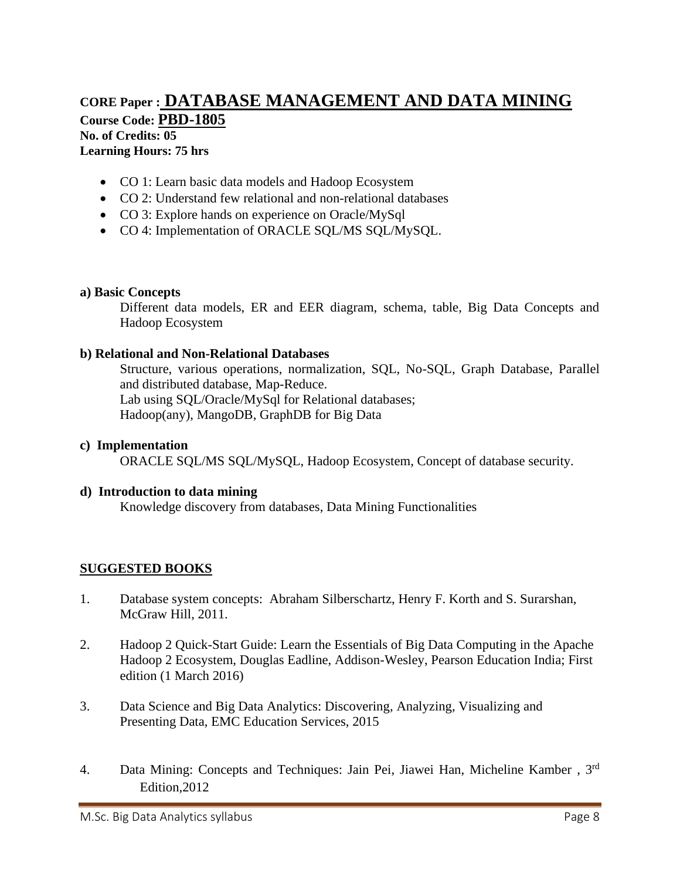**CORE Paper : DATABASE MANAGEMENT AND DATA MINING**
**Course Code: PBD-1805**
**No. of Credits: 05**
**Learning Hours: 75 hrs**

- CO 1: Learn basic data models and Hadoop Ecosystem
- CO 2: Understand few relational and non-relational databases
- CO 3: Explore hands on experience on Oracle/MySql
- CO 4: Implementation of ORACLE SQL/MS SQL/MySQL.

**a) Basic Concepts**

Different data models, ER and EER diagram, schema, table, Big Data Concepts and Hadoop Ecosystem

**b) Relational and Non-Relational Databases**

Structure, various operations, normalization, SQL, No-SQL, Graph Database, Parallel and distributed database, Map-Reduce.
Lab using SQL/Oracle/MySql for Relational databases;
Hadoop(any), MangoDB, GraphDB for Big Data

**c) Implementation**

ORACLE SQL/MS SQL/MySQL, Hadoop Ecosystem, Concept of database security.

**d) Introduction to data mining**

Knowledge discovery from databases, Data Mining Functionalities

**SUGGESTED BOOKS**

1. Database system concepts: Abraham Silberschartz, Henry F. Korth and S. Surarshan, McGraw Hill, 2011.
2. Hadoop 2 Quick-Start Guide: Learn the Essentials of Big Data Computing in the Apache Hadoop 2 Ecosystem, Douglas Eadline, Addison-Wesley, Pearson Education India; First edition (1 March 2016)
3. Data Science and Big Data Analytics: Discovering, Analyzing, Visualizing and Presenting Data, EMC Education Services, 2015
4. Data Mining: Concepts and Techniques: Jain Pei, Jiawei Han, Micheline Kamber , 3rd Edition,2012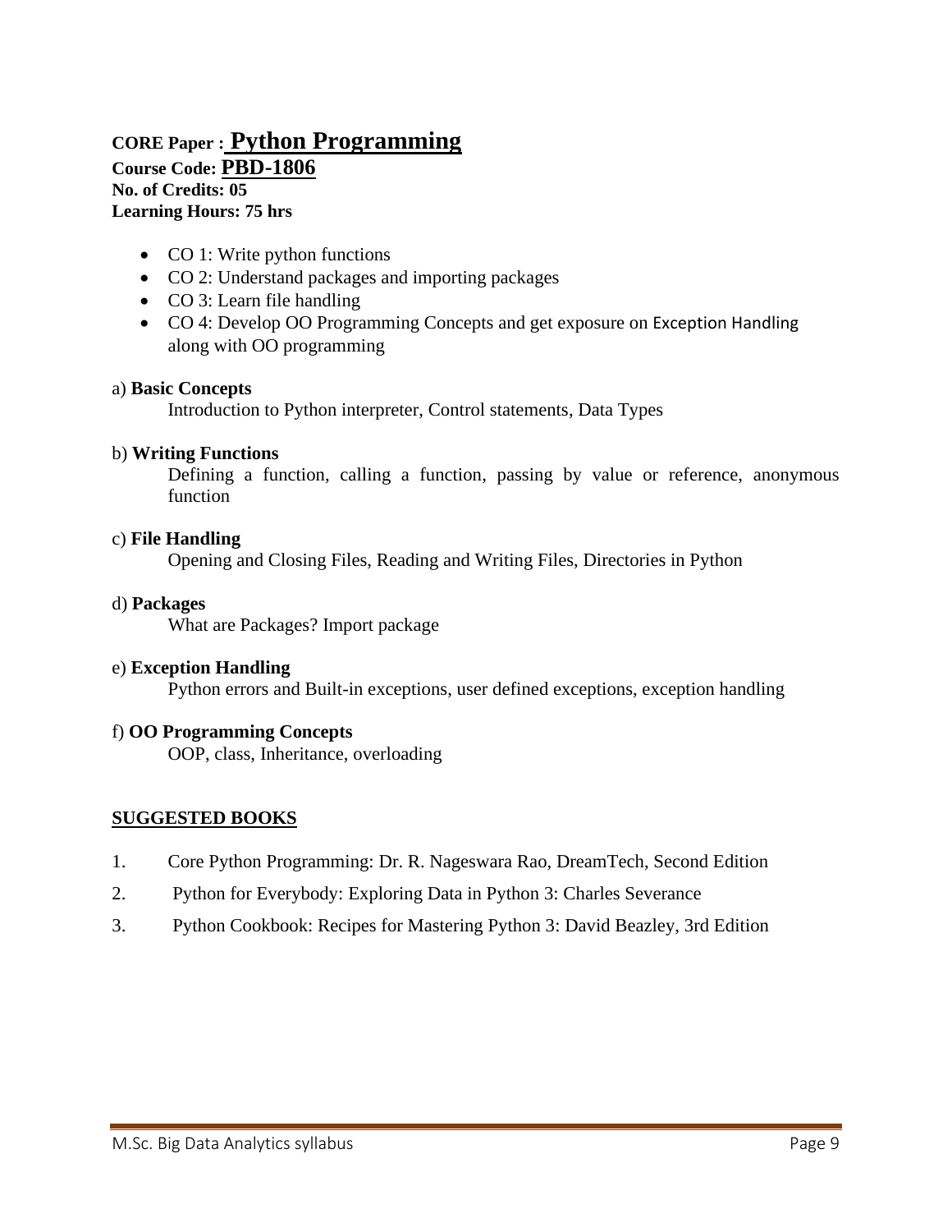**CORE Paper : <u>Python Programming</u>**
**Course Code: <u>PBD-1806</u>**
**No. of Credits: 05**
**Learning Hours: 75 hrs**

- CO 1: Write python functions
- CO 2: Understand packages and importing packages
- CO 3: Learn file handling
- CO 4: Develop OO Programming Concepts and get exposure on Exception Handling along with OO programming

a) **Basic Concepts**

Introduction to Python interpreter, Control statements, Data Types

b) **Writing Functions**

Defining a function, calling a function, passing by value or reference, anonymous function

c) **File Handling**

Opening and Closing Files, Reading and Writing Files, Directories in Python

d) **Packages**

What are Packages? Import package

e) **Exception Handling**

Python errors and Built-in exceptions, user defined exceptions, exception handling

f) **OO Programming Concepts**

OOP, class, Inheritance, overloading

**<u>SUGGESTED BOOKS</u>**

1. Core Python Programming: Dr. R. Nageswara Rao, DreamTech, Second Edition
2. Python for Everybody: Exploring Data in Python 3: Charles Severance
3. Python Cookbook: Recipes for Mastering Python 3: David Beazley, 3rd Edition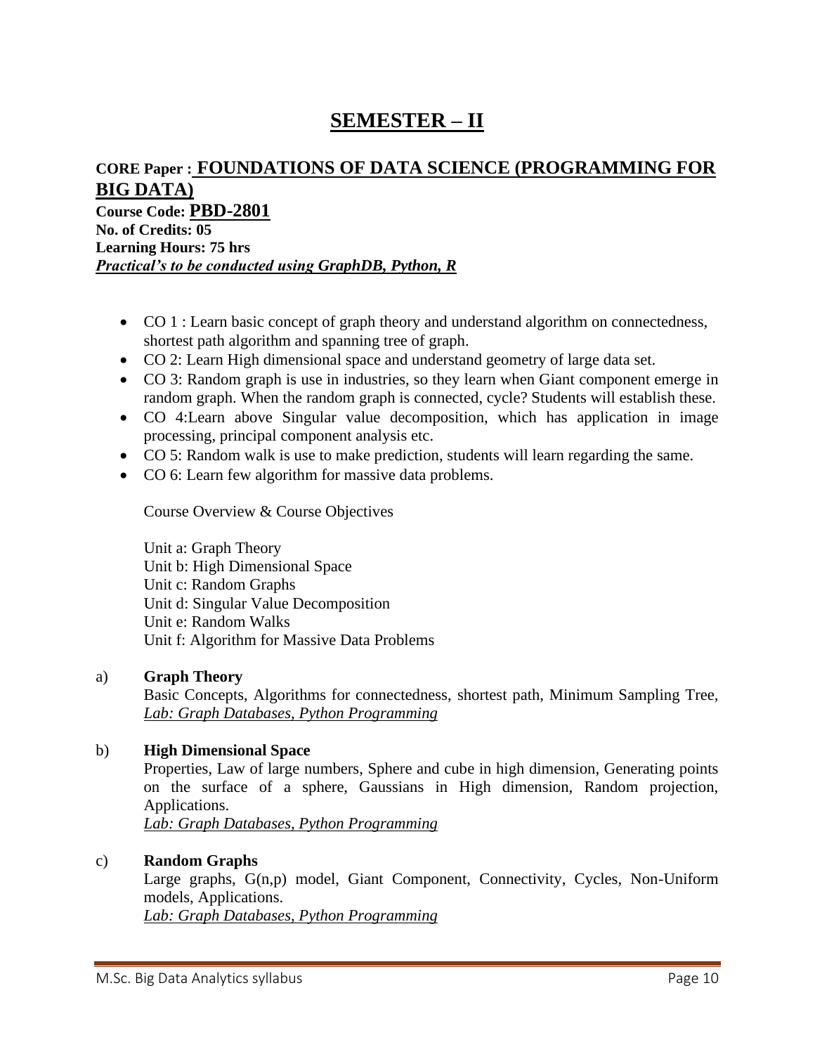# SEMESTER – II

**CORE Paper : <u>FOUNDATIONS OF DATA SCIENCE (PROGRAMMING FOR BIG DATA)</u>**
**Course Code: <u>PBD-2801</u>**
**No. of Credits: 05**
**Learning Hours: 75 hrs**
***<u>Practical's to be conducted using GraphDB, Python, R</u>***

- CO 1 : Learn basic concept of graph theory and understand algorithm on connectedness, shortest path algorithm and spanning tree of graph.
- CO 2: Learn High dimensional space and understand geometry of large data set.
- CO 3: Random graph is use in industries, so they learn when Giant component emerge in random graph. When the random graph is connected, cycle? Students will establish these.
- CO 4:Learn above Singular value decomposition, which has application in image processing, principal component analysis etc.
- CO 5: Random walk is use to make prediction, students will learn regarding the same.
- CO 6: Learn few algorithm for massive data problems.

Course Overview & Course Objectives

Unit a: Graph Theory
Unit b: High Dimensional Space
Unit c: Random Graphs
Unit d: Singular Value Decomposition
Unit e: Random Walks
Unit f: Algorithm for Massive Data Problems

a) **Graph Theory**
Basic Concepts, Algorithms for connectedness, shortest path, Minimum Sampling Tree,
*<u>Lab: Graph Databases, Python Programming</u>*

b) **High Dimensional Space**
Properties, Law of large numbers, Sphere and cube in high dimension, Generating points on the surface of a sphere, Gaussians in High dimension, Random projection, Applications.
*<u>Lab: Graph Databases, Python Programming</u>*

c) **Random Graphs**
Large graphs, G(n,p) model, Giant Component, Connectivity, Cycles, Non-Uniform models, Applications.
*<u>Lab: Graph Databases, Python Programming</u>*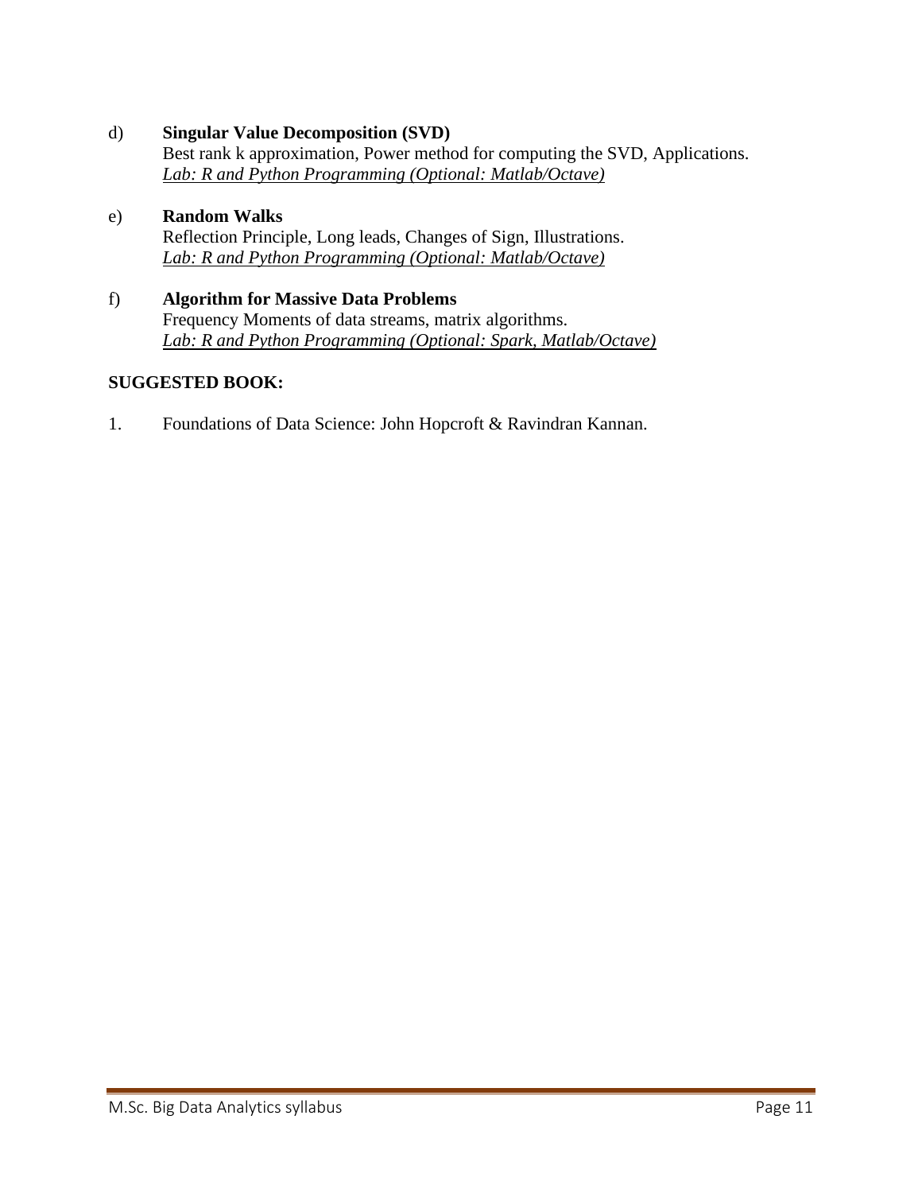d) **Singular Value Decomposition (SVD)**
Best rank k approximation, Power method for computing the SVD, Applications.
*Lab: R and Python Programming (Optional: Matlab/Octave)*

e) **Random Walks**
Reflection Principle, Long leads, Changes of Sign, Illustrations.
*Lab: R and Python Programming (Optional: Matlab/Octave)*

f) **Algorithm for Massive Data Problems**
Frequency Moments of data streams, matrix algorithms.
*Lab: R and Python Programming (Optional: Spark, Matlab/Octave)*

**SUGGESTED BOOK:**

1. Foundations of Data Science: John Hopcroft & Ravindran Kannan.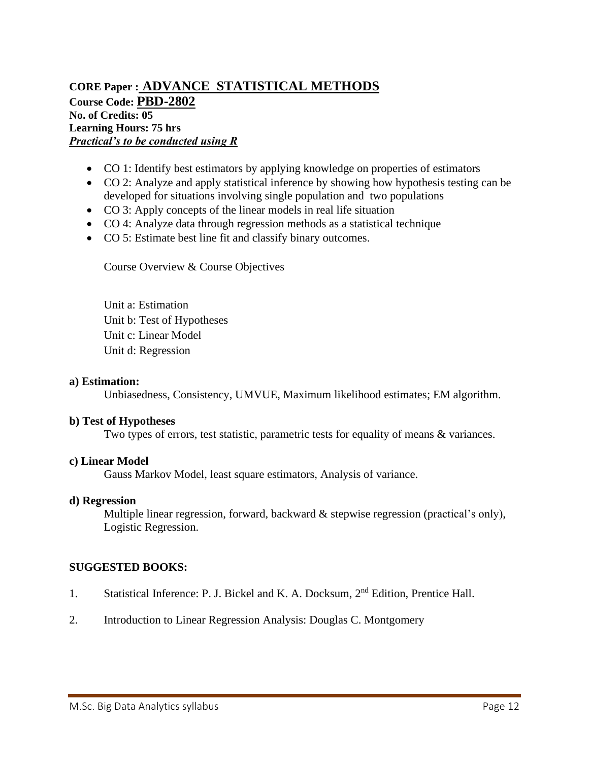**CORE Paper : <u>ADVANCE STATISTICAL METHODS</u>**
**Course Code: <u>PBD-2802</u>**
**No. of Credits: 05**
**Learning Hours: 75 hrs**
***<u>Practical's to be conducted using R</u>***

- CO 1: Identify best estimators by applying knowledge on properties of estimators
- CO 2: Analyze and apply statistical inference by showing how hypothesis testing can be developed for situations involving single population and two populations
- CO 3: Apply concepts of the linear models in real life situation
- CO 4: Analyze data through regression methods as a statistical technique
- CO 5: Estimate best line fit and classify binary outcomes.

Course Overview & Course Objectives

Unit a: Estimation
Unit b: Test of Hypotheses
Unit c: Linear Model
Unit d: Regression

**a) Estimation:**

Unbiasedness, Consistency, UMVUE, Maximum likelihood estimates; EM algorithm.

**b) Test of Hypotheses**

Two types of errors, test statistic, parametric tests for equality of means & variances.

**c) Linear Model**

Gauss Markov Model, least square estimators, Analysis of variance.

**d) Regression**

Multiple linear regression, forward, backward & stepwise regression (practical's only), Logistic Regression.

**SUGGESTED BOOKS:**

1. Statistical Inference: P. J. Bickel and K. A. Docksum, 2nd Edition, Prentice Hall.
2. Introduction to Linear Regression Analysis: Douglas C. Montgomery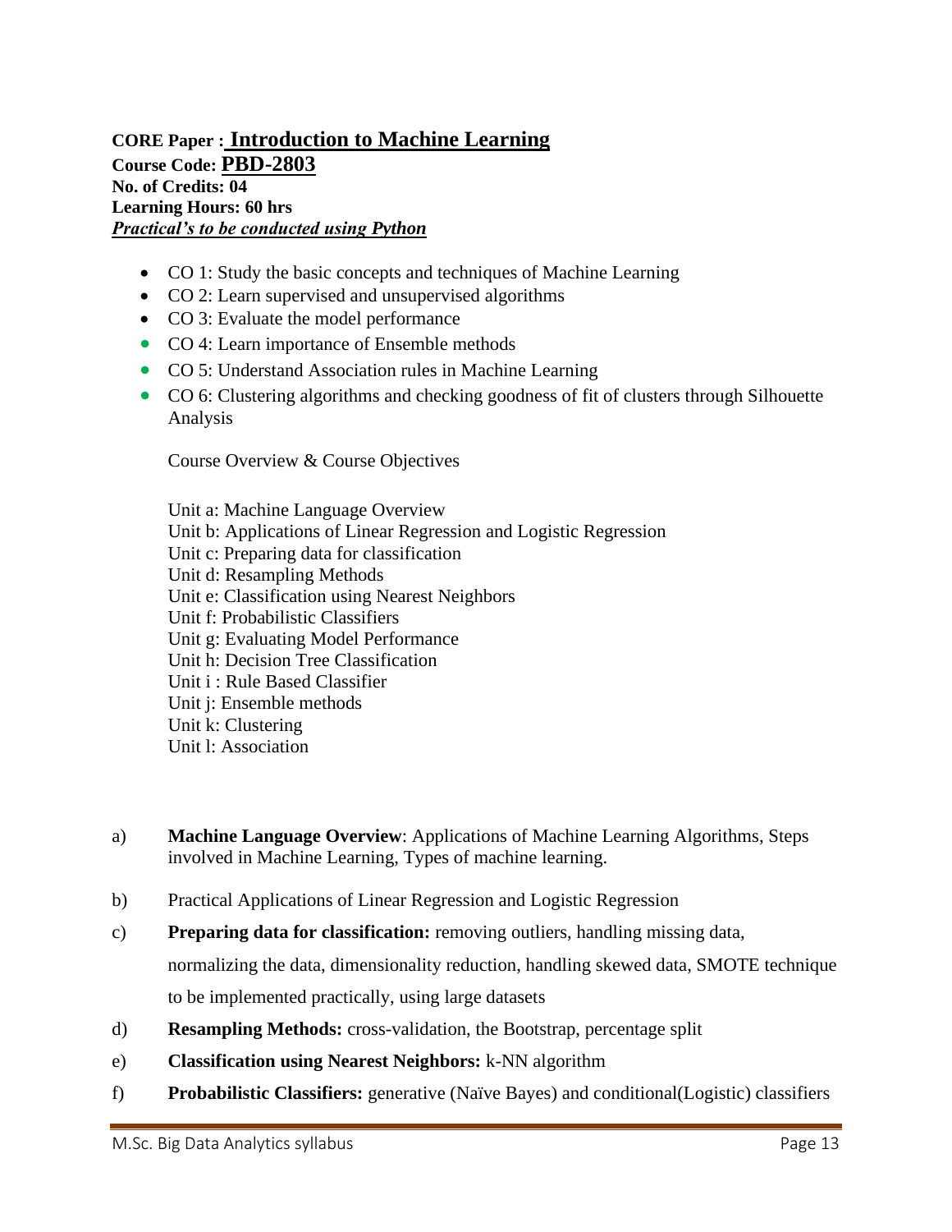**CORE Paper : <u>Introduction to Machine Learning</u>**
**Course Code: <u>PBD-2803</u>**
**No. of Credits: 04**
**Learning Hours: 60 hrs**
***<u>Practical's to be conducted using Python</u>***

- CO 1: Study the basic concepts and techniques of Machine Learning
- CO 2: Learn supervised and unsupervised algorithms
- CO 3: Evaluate the model performance
- CO 4: Learn importance of Ensemble methods
- CO 5: Understand Association rules in Machine Learning
- CO 6: Clustering algorithms and checking goodness of fit of clusters through Silhouette Analysis

  Course Overview & Course Objectives

  Unit a: Machine Language Overview
  Unit b: Applications of Linear Regression and Logistic Regression
  Unit c: Preparing data for classification
  Unit d: Resampling Methods
  Unit e: Classification using Nearest Neighbors
  Unit f: Probabilistic Classifiers
  Unit g: Evaluating Model Performance
  Unit h: Decision Tree Classification
  Unit i : Rule Based Classifier
  Unit j: Ensemble methods
  Unit k: Clustering
  Unit l: Association

a) **Machine Language Overview**: Applications of Machine Learning Algorithms, Steps involved in Machine Learning, Types of machine learning.

b) Practical Applications of Linear Regression and Logistic Regression

c) **Preparing data for classification:** removing outliers, handling missing data, normalizing the data, dimensionality reduction, handling skewed data, SMOTE technique to be implemented practically, using large datasets

d) **Resampling Methods:** cross-validation, the Bootstrap, percentage split

e) **Classification using Nearest Neighbors:** k-NN algorithm

f) **Probabilistic Classifiers:** generative (Naïve Bayes) and conditional(Logistic) classifiers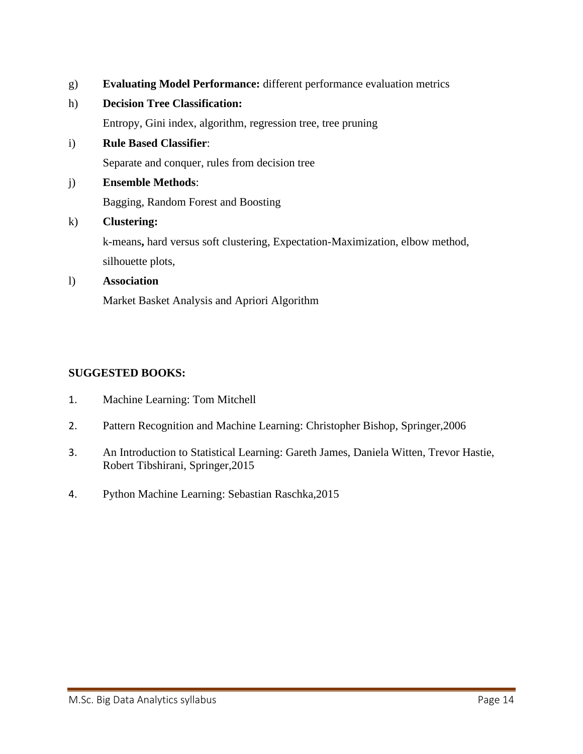g) **Evaluating Model Performance:** different performance evaluation metrics

h) **Decision Tree Classification:**

Entropy, Gini index, algorithm, regression tree, tree pruning

i) **Rule Based Classifier**:

Separate and conquer, rules from decision tree

j) **Ensemble Methods**:

Bagging, Random Forest and Boosting

k) **Clustering:**

k-means**,** hard versus soft clustering, Expectation-Maximization, elbow method, silhouette plots,

l) **Association**

Market Basket Analysis and Apriori Algorithm

**SUGGESTED BOOKS:**

1. Machine Learning: Tom Mitchell
2. Pattern Recognition and Machine Learning: Christopher Bishop, Springer,2006
3. An Introduction to Statistical Learning: Gareth James, Daniela Witten, Trevor Hastie, Robert Tibshirani, Springer,2015
4. Python Machine Learning: Sebastian Raschka,2015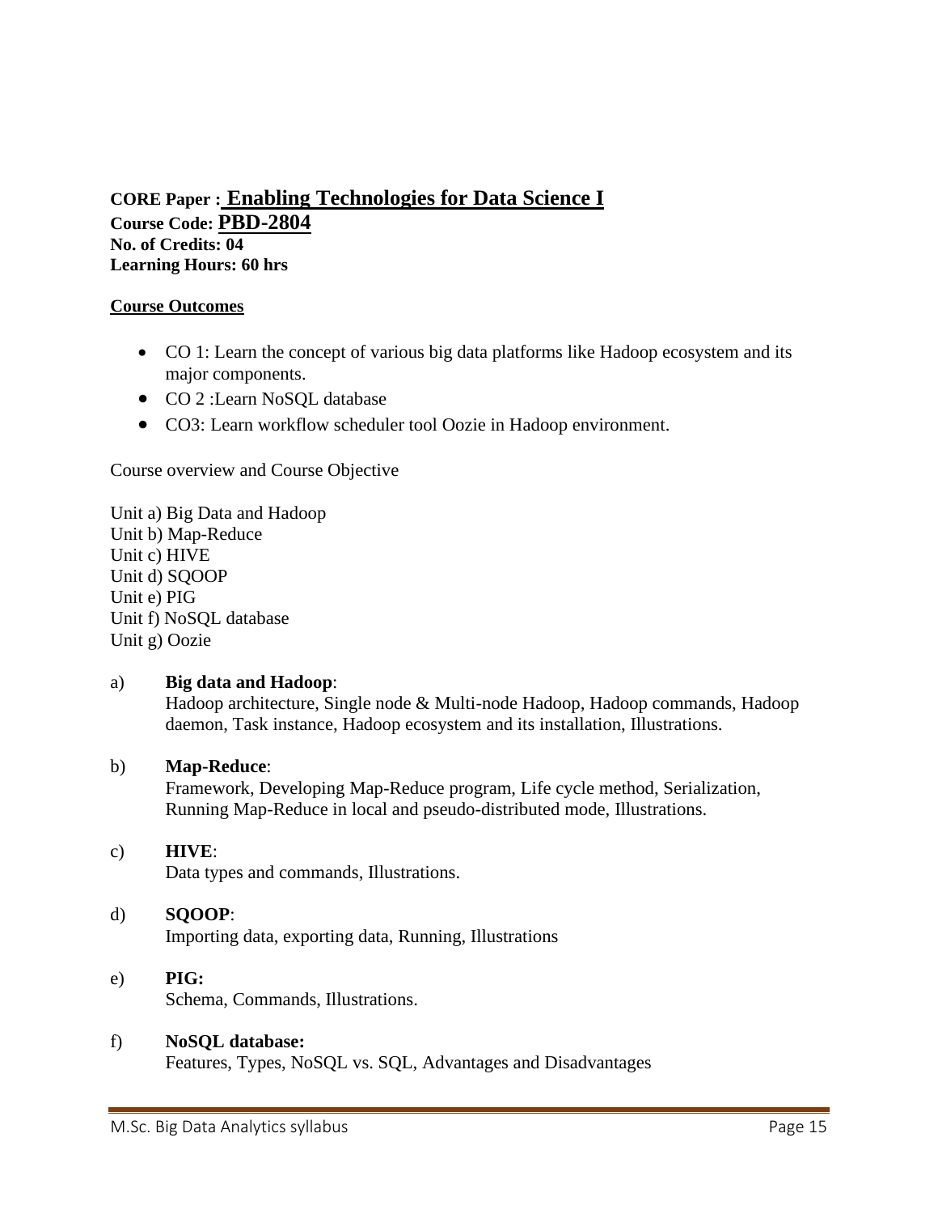**CORE Paper : Enabling Technologies for Data Science I**
**Course Code: PBD-2804**
**No. of Credits: 04**
**Learning Hours: 60 hrs**

**Course Outcomes**

- CO 1: Learn the concept of various big data platforms like Hadoop ecosystem and its major components.
- CO 2 :Learn NoSQL database
- CO3: Learn workflow scheduler tool Oozie in Hadoop environment.

Course overview and Course Objective

Unit a) Big Data and Hadoop
Unit b) Map-Reduce
Unit c) HIVE
Unit d) SQOOP
Unit e) PIG
Unit f) NoSQL database
Unit g) Oozie

a) **Big data and Hadoop**:
Hadoop architecture, Single node & Multi-node Hadoop, Hadoop commands, Hadoop daemon, Task instance, Hadoop ecosystem and its installation, Illustrations.

b) **Map-Reduce**:
Framework, Developing Map-Reduce program, Life cycle method, Serialization, Running Map-Reduce in local and pseudo-distributed mode, Illustrations.

c) **HIVE**:
Data types and commands, Illustrations.

d) **SQOOP**:
Importing data, exporting data, Running, Illustrations

e) **PIG:**
Schema, Commands, Illustrations.

f) **NoSQL database:**
Features, Types, NoSQL vs. SQL, Advantages and Disadvantages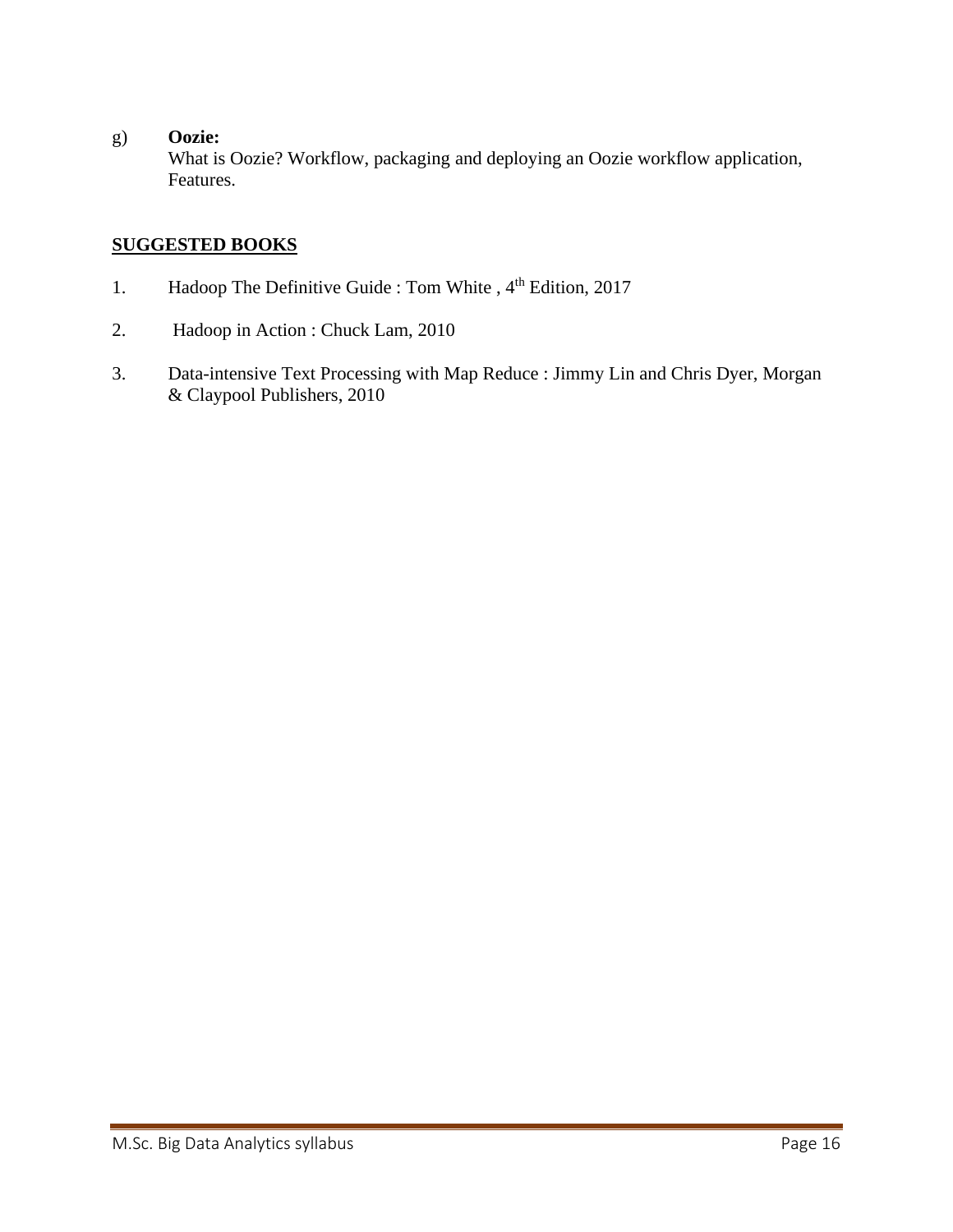g) **Oozie:**
What is Oozie? Workflow, packaging and deploying an Oozie workflow application, Features.

**SUGGESTED BOOKS**

1. Hadoop The Definitive Guide : Tom White , 4th Edition, 2017

2. Hadoop in Action : Chuck Lam, 2010

3. Data-intensive Text Processing with Map Reduce : Jimmy Lin and Chris Dyer, Morgan & Claypool Publishers, 2010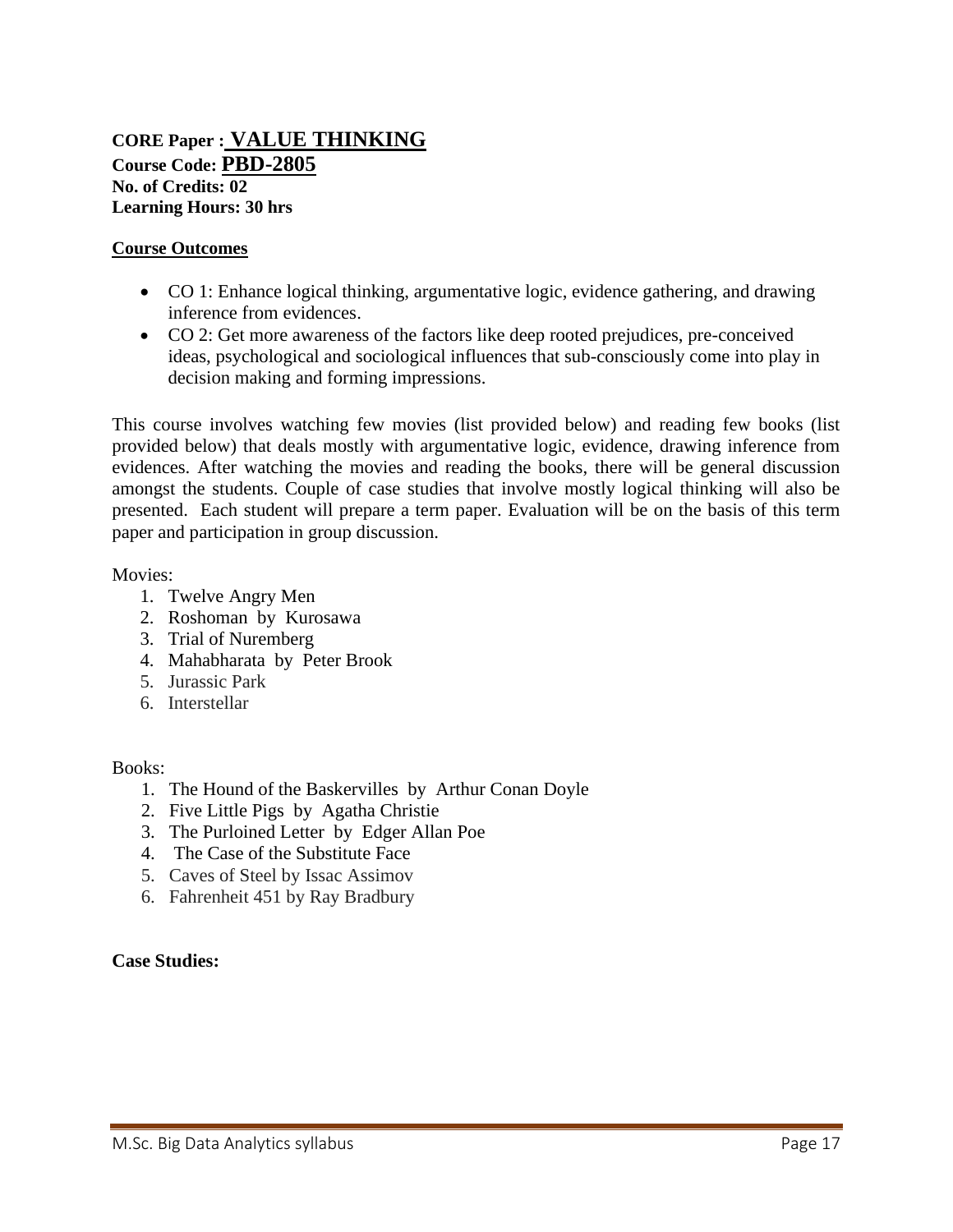**CORE Paper : VALUE THINKING**
**Course Code: PBD-2805**
**No. of Credits: 02**
**Learning Hours: 30 hrs**

**Course Outcomes**

- CO 1: Enhance logical thinking, argumentative logic, evidence gathering, and drawing inference from evidences.
- CO 2: Get more awareness of the factors like deep rooted prejudices, pre-conceived ideas, psychological and sociological influences that sub-consciously come into play in decision making and forming impressions.

This course involves watching few movies (list provided below) and reading few books (list provided below) that deals mostly with argumentative logic, evidence, drawing inference from evidences. After watching the movies and reading the books, there will be general discussion amongst the students. Couple of case studies that involve mostly logical thinking will also be presented. Each student will prepare a term paper. Evaluation will be on the basis of this term paper and participation in group discussion.

Movies:

1. Twelve Angry Men
2. Roshoman by Kurosawa
3. Trial of Nuremberg
4. Mahabharata by Peter Brook
5. Jurassic Park
6. Interstellar

Books:

1. The Hound of the Baskervilles by Arthur Conan Doyle
2. Five Little Pigs by Agatha Christie
3. The Purloined Letter by Edger Allan Poe
4. The Case of the Substitute Face
5. Caves of Steel by Issac Assimov
6. Fahrenheit 451 by Ray Bradbury

**Case Studies:**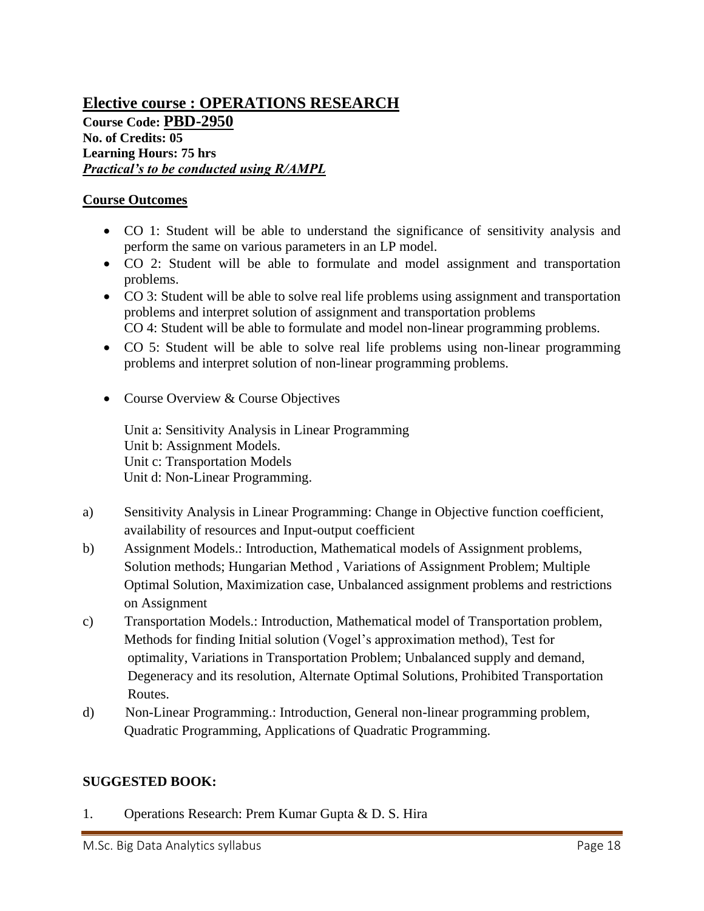## Elective course : OPERATIONS RESEARCH

**Course Code: PBD-2950**
**No. of Credits: 05**
**Learning Hours: 75 hrs**
***Practical's to be conducted using R/AMPL***

**Course Outcomes**

- CO 1: Student will be able to understand the significance of sensitivity analysis and perform the same on various parameters in an LP model.
- CO 2: Student will be able to formulate and model assignment and transportation problems.
- CO 3: Student will be able to solve real life problems using assignment and transportation problems and interpret solution of assignment and transportation problems
  CO 4: Student will be able to formulate and model non-linear programming problems.
- CO 5: Student will be able to solve real life problems using non-linear programming problems and interpret solution of non-linear programming problems.
- Course Overview & Course Objectives

  Unit a: Sensitivity Analysis in Linear Programming
  Unit b: Assignment Models.
  Unit c: Transportation Models
  Unit d: Non-Linear Programming.

a) Sensitivity Analysis in Linear Programming: Change in Objective function coefficient, availability of resources and Input-output coefficient

b) Assignment Models.: Introduction, Mathematical models of Assignment problems, Solution methods; Hungarian Method , Variations of Assignment Problem; Multiple Optimal Solution, Maximization case, Unbalanced assignment problems and restrictions on Assignment

c) Transportation Models.: Introduction, Mathematical model of Transportation problem, Methods for finding Initial solution (Vogel's approximation method), Test for optimality, Variations in Transportation Problem; Unbalanced supply and demand, Degeneracy and its resolution, Alternate Optimal Solutions, Prohibited Transportation Routes.

d) Non-Linear Programming.: Introduction, General non-linear programming problem, Quadratic Programming, Applications of Quadratic Programming.

**SUGGESTED BOOK:**

1. Operations Research: Prem Kumar Gupta & D. S. Hira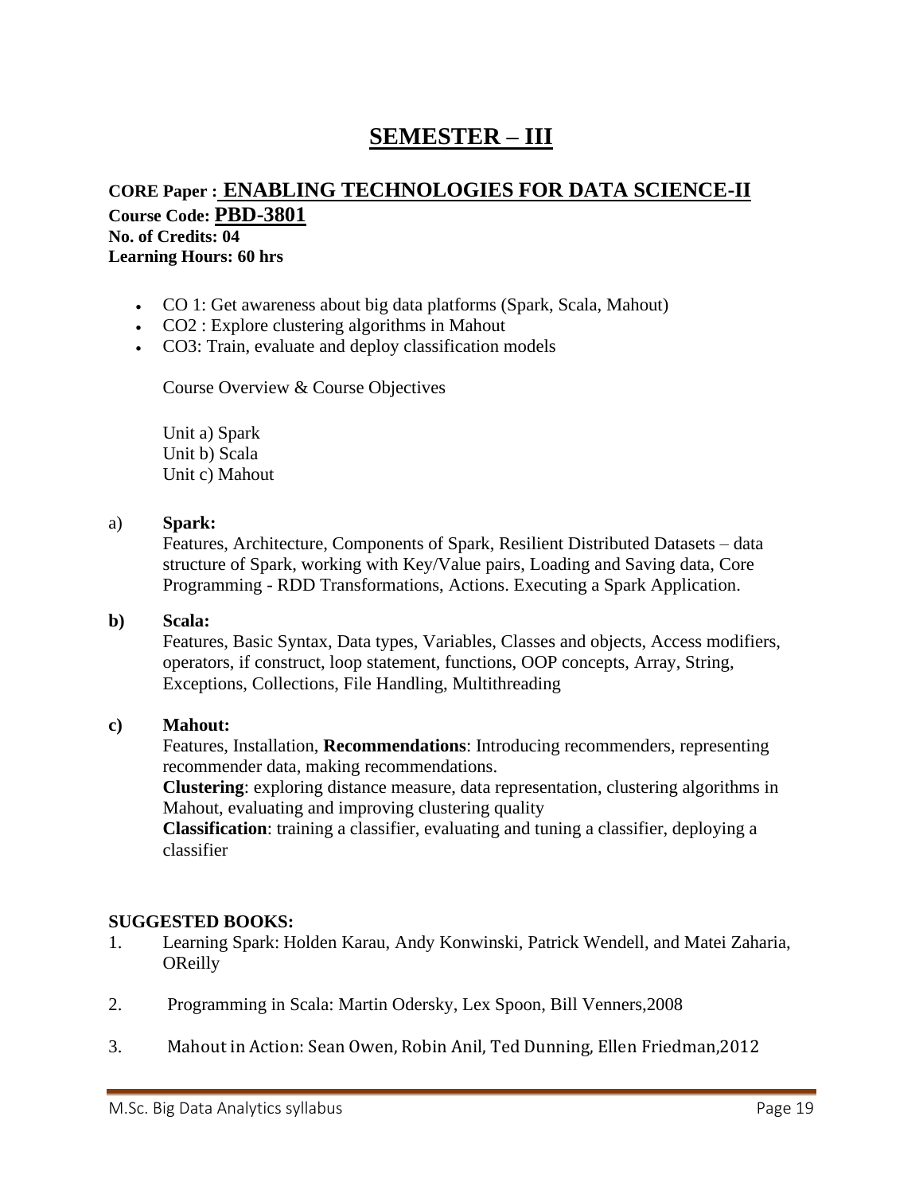# SEMESTER – III

**CORE Paper : ENABLING TECHNOLOGIES FOR DATA SCIENCE-II**
**Course Code: PBD-3801**
**No. of Credits: 04**
**Learning Hours: 60 hrs**

- CO 1: Get awareness about big data platforms (Spark, Scala, Mahout)
- CO2 : Explore clustering algorithms in Mahout
- CO3: Train, evaluate and deploy classification models

Course Overview & Course Objectives

Unit a) Spark
Unit b) Scala
Unit c) Mahout

a) **Spark:**
Features, Architecture, Components of Spark, Resilient Distributed Datasets – data structure of Spark, working with Key/Value pairs, Loading and Saving data, Core Programming - RDD Transformations, Actions. Executing a Spark Application.

**b) Scala:**
Features, Basic Syntax, Data types, Variables, Classes and objects, Access modifiers, operators, if construct, loop statement, functions, OOP concepts, Array, String, Exceptions, Collections, File Handling, Multithreading

**c) Mahout:**
Features, Installation, **Recommendations**: Introducing recommenders, representing recommender data, making recommendations.
**Clustering**: exploring distance measure, data representation, clustering algorithms in Mahout, evaluating and improving clustering quality
**Classification**: training a classifier, evaluating and tuning a classifier, deploying a classifier

**SUGGESTED BOOKS:**

1. Learning Spark: Holden Karau, Andy Konwinski, Patrick Wendell, and Matei Zaharia, OReilly
2. Programming in Scala: Martin Odersky, Lex Spoon, Bill Venners,2008
3. Mahout in Action: Sean Owen, Robin Anil, Ted Dunning, Ellen Friedman,2012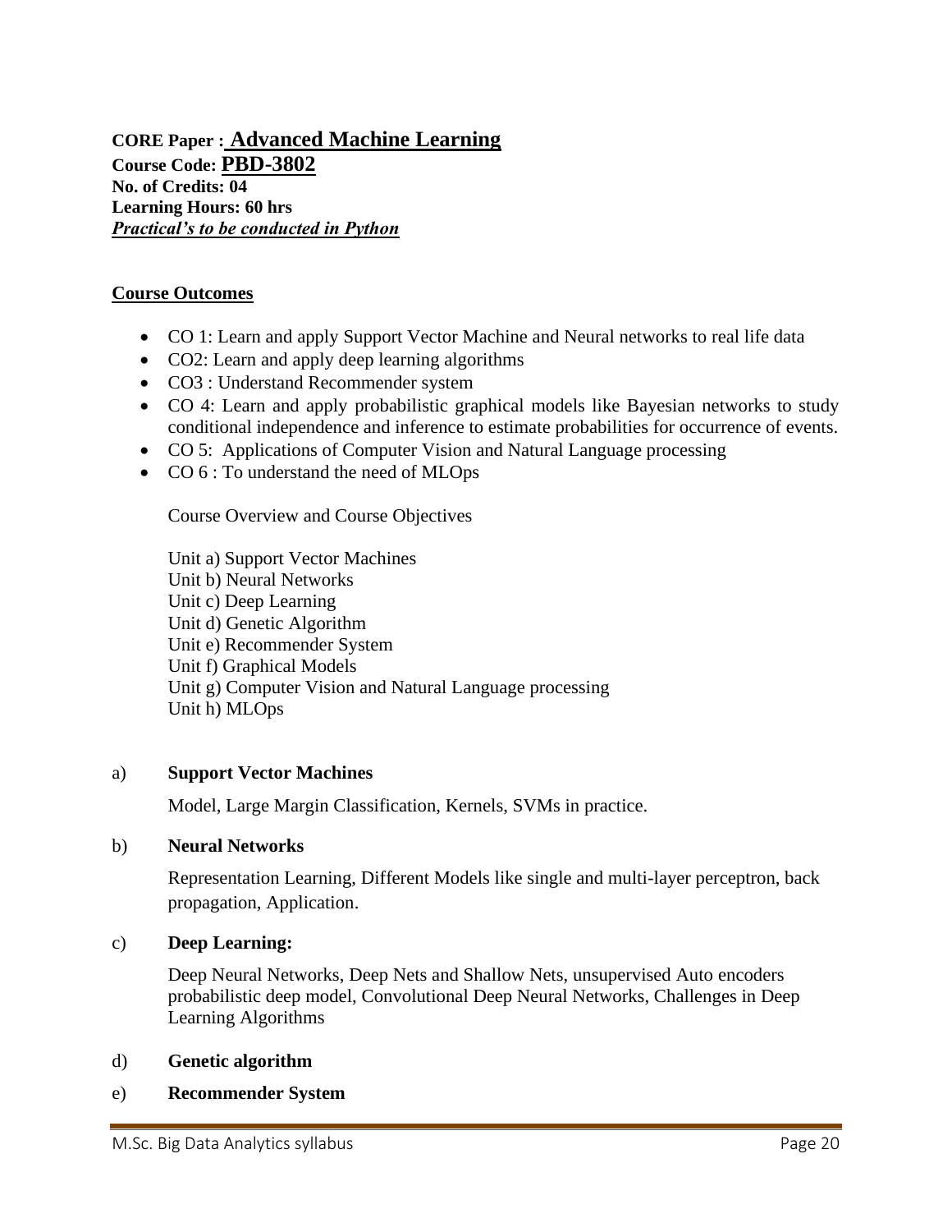**CORE Paper : Advanced Machine Learning**
**Course Code: PBD-3802**
**No. of Credits: 04**
**Learning Hours: 60 hrs**
***Practical's to be conducted in Python***

**Course Outcomes**

- CO 1: Learn and apply Support Vector Machine and Neural networks to real life data
- CO2: Learn and apply deep learning algorithms
- CO3 : Understand Recommender system
- CO 4: Learn and apply probabilistic graphical models like Bayesian networks to study conditional independence and inference to estimate probabilities for occurrence of events.
- CO 5: Applications of Computer Vision and Natural Language processing
- CO 6 : To understand the need of MLOps

Course Overview and Course Objectives

Unit a) Support Vector Machines
Unit b) Neural Networks
Unit c) Deep Learning
Unit d) Genetic Algorithm
Unit e) Recommender System
Unit f) Graphical Models
Unit g) Computer Vision and Natural Language processing
Unit h) MLOps

a) **Support Vector Machines**

Model, Large Margin Classification, Kernels, SVMs in practice.

b) **Neural Networks**

Representation Learning, Different Models like single and multi-layer perceptron, back propagation, Application.

c) **Deep Learning:**

Deep Neural Networks, Deep Nets and Shallow Nets, unsupervised Auto encoders probabilistic deep model, Convolutional Deep Neural Networks, Challenges in Deep Learning Algorithms

d) **Genetic algorithm**

e) **Recommender System**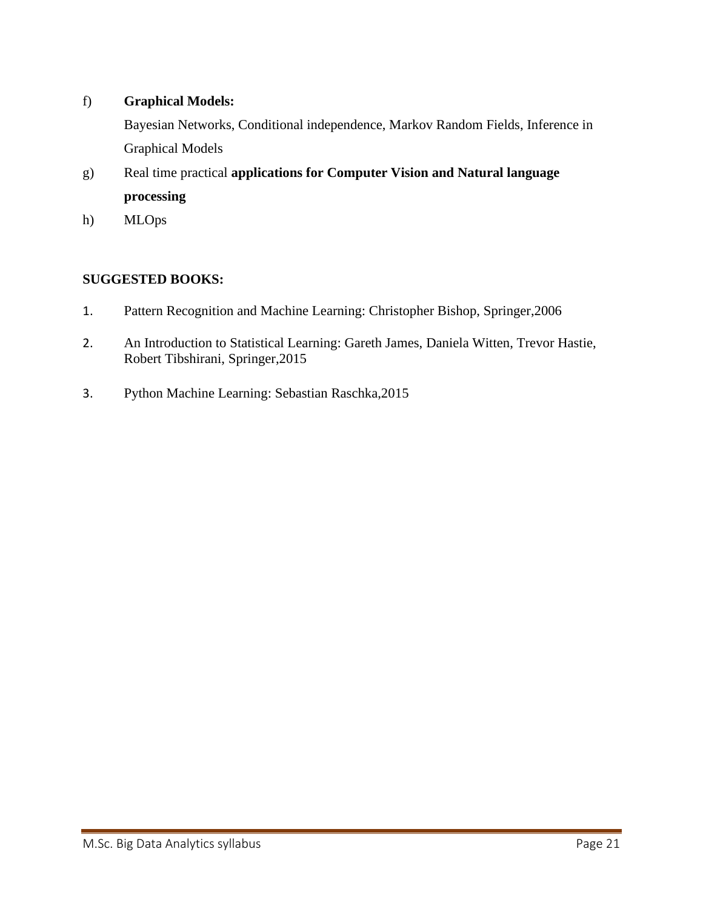f) **Graphical Models:**

Bayesian Networks, Conditional independence, Markov Random Fields, Inference in Graphical Models

g) Real time practical **applications for Computer Vision and Natural language processing**

h) MLOps

**SUGGESTED BOOKS:**

1. Pattern Recognition and Machine Learning: Christopher Bishop, Springer,2006
2. An Introduction to Statistical Learning: Gareth James, Daniela Witten, Trevor Hastie, Robert Tibshirani, Springer,2015
3. Python Machine Learning: Sebastian Raschka,2015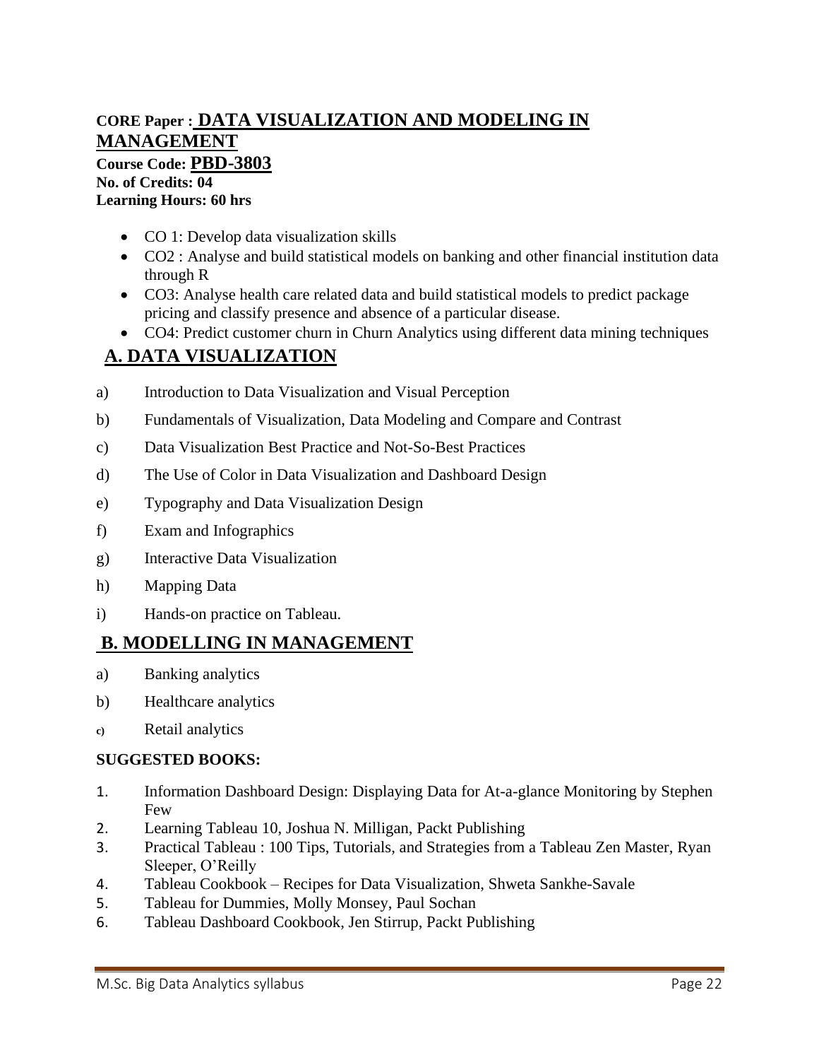**CORE Paper : DATA VISUALIZATION AND MODELING IN MANAGEMENT**
**Course Code: PBD-3803**
**No. of Credits: 04**
**Learning Hours: 60 hrs**

- CO 1: Develop data visualization skills
- CO2 : Analyse and build statistical models on banking and other financial institution data through R
- CO3: Analyse health care related data and build statistical models to predict package pricing and classify presence and absence of a particular disease.
- CO4: Predict customer churn in Churn Analytics using different data mining techniques

## A. DATA VISUALIZATION

a) Introduction to Data Visualization and Visual Perception

b) Fundamentals of Visualization, Data Modeling and Compare and Contrast

c) Data Visualization Best Practice and Not-So-Best Practices

d) The Use of Color in Data Visualization and Dashboard Design

e) Typography and Data Visualization Design

f) Exam and Infographics

g) Interactive Data Visualization

h) Mapping Data

i) Hands-on practice on Tableau.

## B. MODELLING IN MANAGEMENT

a) Banking analytics

b) Healthcare analytics

c) Retail analytics

**SUGGESTED BOOKS:**

1. Information Dashboard Design: Displaying Data for At-a-glance Monitoring by Stephen Few
2. Learning Tableau 10, Joshua N. Milligan, Packt Publishing
3. Practical Tableau : 100 Tips, Tutorials, and Strategies from a Tableau Zen Master, Ryan Sleeper, O'Reilly
4. Tableau Cookbook – Recipes for Data Visualization, Shweta Sankhe-Savale
5. Tableau for Dummies, Molly Monsey, Paul Sochan
6. Tableau Dashboard Cookbook, Jen Stirrup, Packt Publishing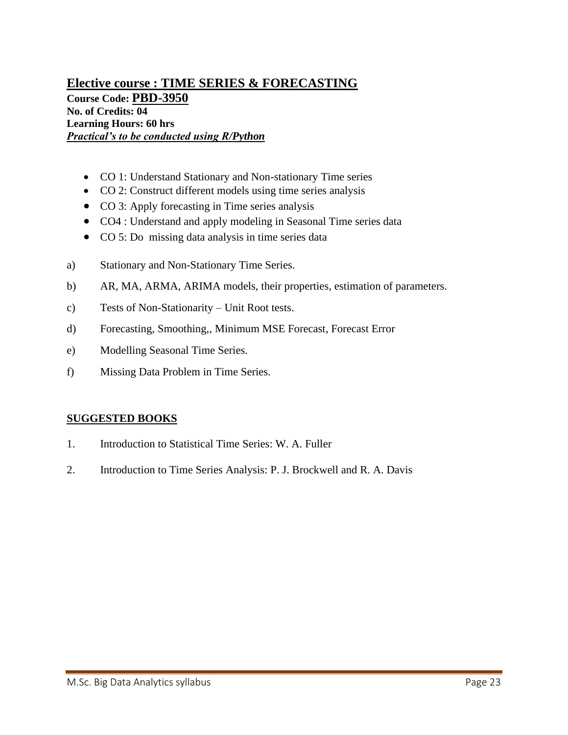## **<u>Elective course : TIME SERIES & FORECASTING</u>**

**Course Code: <u>PBD-3950</u>**
**No. of Credits: 04**
**Learning Hours: 60 hrs**
***<u>Practical's to be conducted using R/Python</u>***

- CO 1: Understand Stationary and Non-stationary Time series
- CO 2: Construct different models using time series analysis
- CO 3: Apply forecasting in Time series analysis
- CO4 : Understand and apply modeling in Seasonal Time series data
- CO 5: Do missing data analysis in time series data

a) Stationary and Non-Stationary Time Series.

b) AR, MA, ARMA, ARIMA models, their properties, estimation of parameters.

c) Tests of Non-Stationarity – Unit Root tests.

d) Forecasting, Smoothing,, Minimum MSE Forecast, Forecast Error

e) Modelling Seasonal Time Series.

f) Missing Data Problem in Time Series.

**<u>SUGGESTED BOOKS</u>**

1. Introduction to Statistical Time Series: W. A. Fuller
2. Introduction to Time Series Analysis: P. J. Brockwell and R. A. Davis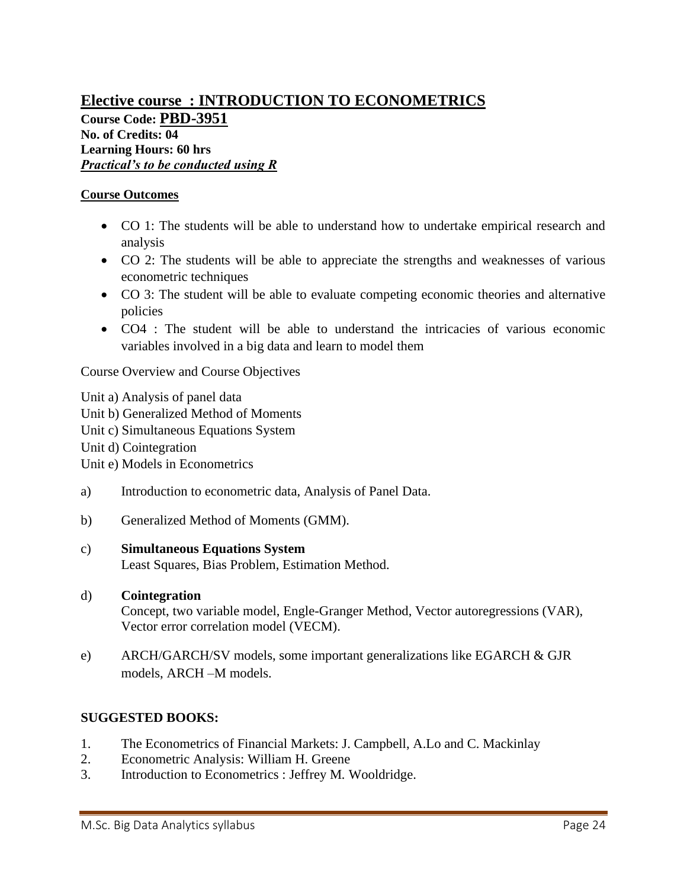## Elective course : INTRODUCTION TO ECONOMETRICS

**Course Code: PBD-3951**
**No. of Credits: 04**
**Learning Hours: 60 hrs**
***Practical's to be conducted using R***

**Course Outcomes**

- CO 1: The students will be able to understand how to undertake empirical research and analysis
- CO 2: The students will be able to appreciate the strengths and weaknesses of various econometric techniques
- CO 3: The student will be able to evaluate competing economic theories and alternative policies
- CO4 : The student will be able to understand the intricacies of various economic variables involved in a big data and learn to model them

Course Overview and Course Objectives

Unit a) Analysis of panel data
Unit b) Generalized Method of Moments
Unit c) Simultaneous Equations System
Unit d) Cointegration
Unit e) Models in Econometrics

a) Introduction to econometric data, Analysis of Panel Data.

b) Generalized Method of Moments (GMM).

c) **Simultaneous Equations System**
Least Squares, Bias Problem, Estimation Method.

d) **Cointegration**
Concept, two variable model, Engle-Granger Method, Vector autoregressions (VAR), Vector error correlation model (VECM).

e) ARCH/GARCH/SV models, some important generalizations like EGARCH & GJR models, ARCH –M models.

**SUGGESTED BOOKS:**

1. The Econometrics of Financial Markets: J. Campbell, A.Lo and C. Mackinlay
2. Econometric Analysis: William H. Greene
3. Introduction to Econometrics : Jeffrey M. Wooldridge.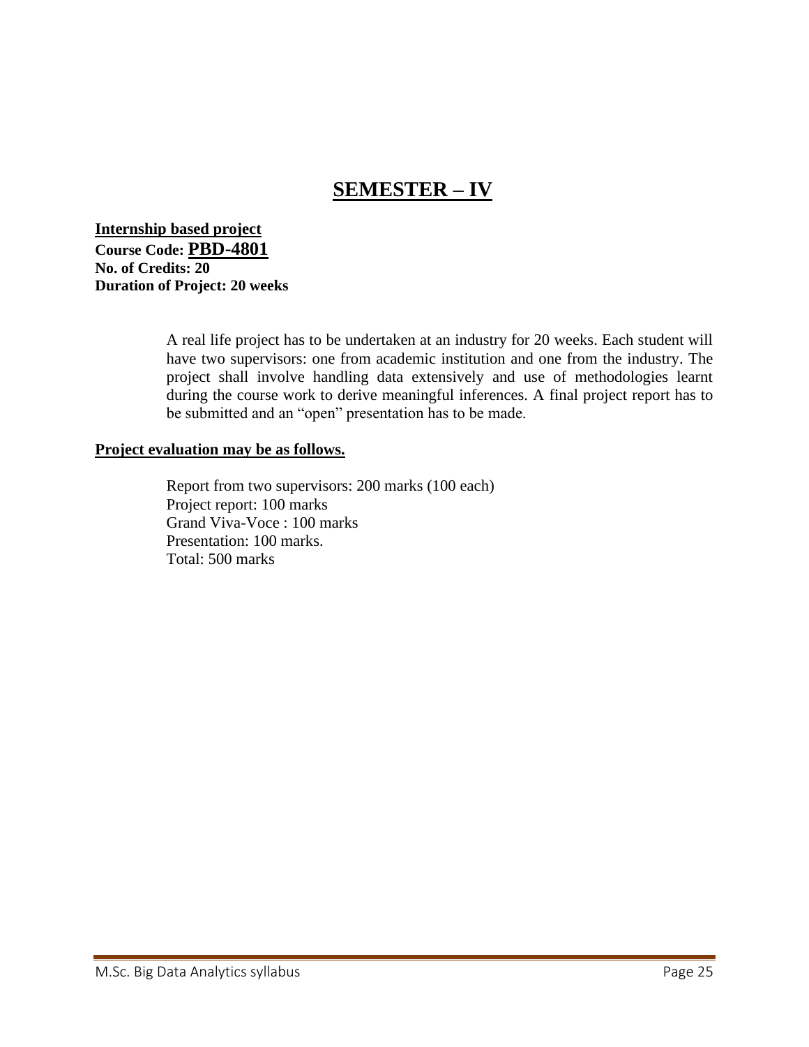# SEMESTER – IV

**Internship based project**
**Course Code: PBD-4801**
**No. of Credits: 20**
**Duration of Project: 20 weeks**

A real life project has to be undertaken at an industry for 20 weeks. Each student will have two supervisors: one from academic institution and one from the industry. The project shall involve handling data extensively and use of methodologies learnt during the course work to derive meaningful inferences. A final project report has to be submitted and an "open" presentation has to be made.

**Project evaluation may be as follows.**

Report from two supervisors: 200 marks (100 each)
Project report: 100 marks
Grand Viva-Voce : 100 marks
Presentation: 100 marks.
Total: 500 marks